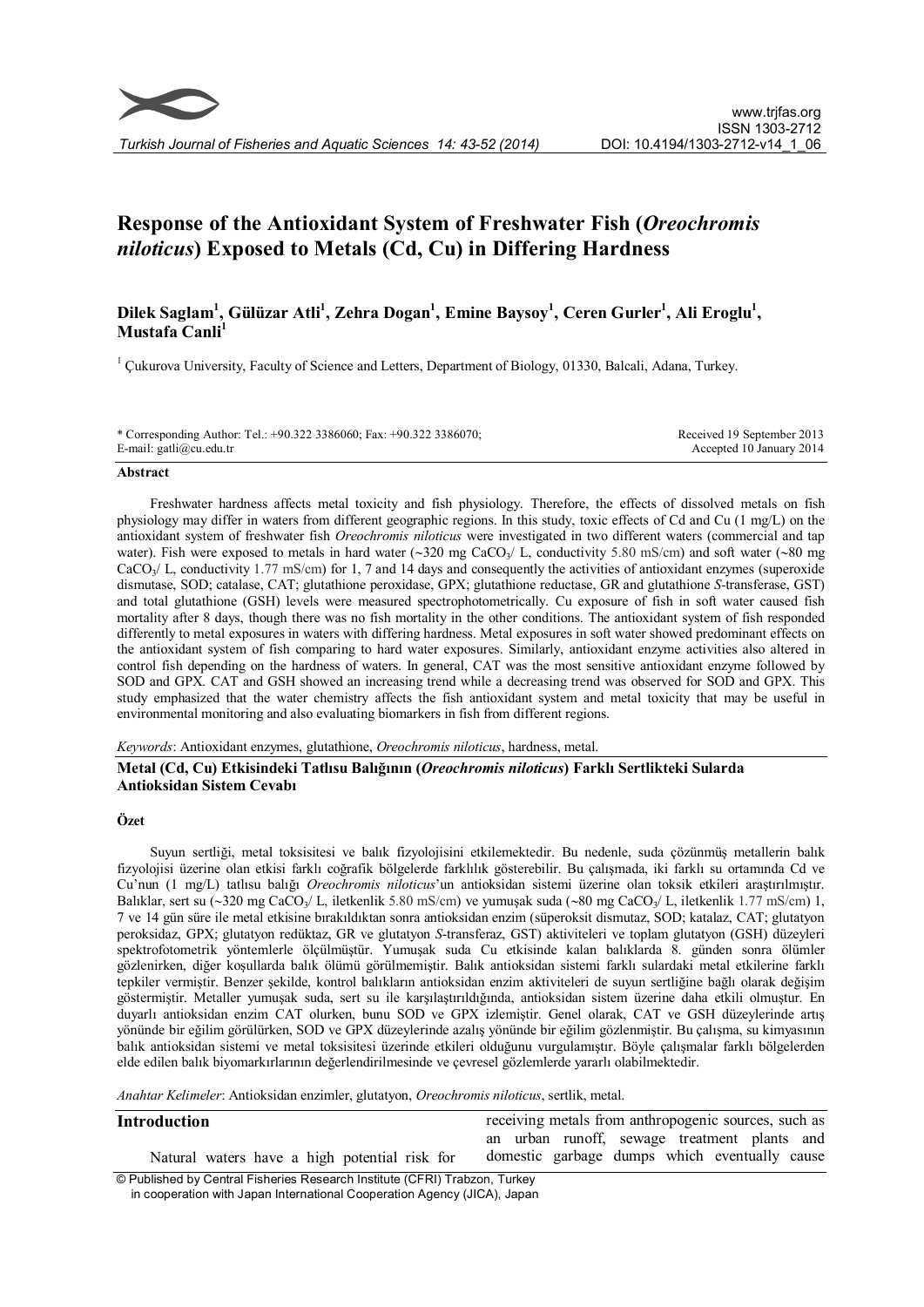Turkish Journal of Fisheries and Aquatic Sciences 14: 43-52 (2014)

www.trjfas.org
ISSN 1303-2712
DOI: 10.4194/1303-2712-v14_1_06

# Response of the Antioxidant System of Freshwater Fish (*Oreochromis niloticus*) Exposed to Metals (Cd, Cu) in Differing Hardness

**Dilek Saglam[1], Gülüzar Atli[1], Zehra Dogan[1], Emine Baysoy[1], Ceren Gurler[1], Ali Eroglu[1], Mustafa Canli[1]**

[1] Çukurova University, Faculty of Science and Letters, Department of Biology, 01330, Balcali, Adana, Turkey.

\* Corresponding Author: Tel.: +90.322 3386060; Fax: +90.322 3386070;
E-mail: gatli@cu.edu.tr

Received 19 September 2013
Accepted 10 January 2014

## Abstract

Freshwater hardness affects metal toxicity and fish physiology. Therefore, the effects of dissolved metals on fish physiology may differ in waters from different geographic regions. In this study, toxic effects of Cd and Cu (1 mg/L) on the antioxidant system of freshwater fish *Oreochromis niloticus* were investigated in two different waters (commercial and tap water). Fish were exposed to metals in hard water (~320 mg $CaCO_3$/ L, conductivity 5.80 mS/cm) and soft water (~80 mg $CaCO_3$/ L, conductivity 1.77 mS/cm) for 1, 7 and 14 days and consequently the activities of antioxidant enzymes (superoxide dismutase, SOD; catalase, CAT; glutathione peroxidase, GPX; glutathione reductase, GR and glutathione *S*-transferase, GST) and total glutathione (GSH) levels were measured spectrophotometrically. Cu exposure of fish in soft water caused fish mortality after 8 days, though there was no fish mortality in the other conditions. The antioxidant system of fish responded differently to metal exposures in waters with differing hardness. Metal exposures in soft water showed predominant effects on the antioxidant system of fish comparing to hard water exposures. Similarly, antioxidant enzyme activities also altered in control fish depending on the hardness of waters. In general, CAT was the most sensitive antioxidant enzyme followed by SOD and GPX. CAT and GSH showed an increasing trend while a decreasing trend was observed for SOD and GPX. This study emphasized that the water chemistry affects the fish antioxidant system and metal toxicity that may be useful in environmental monitoring and also evaluating biomarkers in fish from different regions.

*Keywords*: Antioxidant enzymes, glutathione, *Oreochromis niloticus*, hardness, metal.

## Metal (Cd, Cu) Etkisindeki Tatlısu Balığının (*Oreochromis niloticus*) Farklı Sertlikteki Sularda Antioksidan Sistem Cevabı

### Özet

Suyun sertliği, metal toksisitesi ve balık fizyolojisini etkilemektedir. Bu nedenle, suda çözünmüş metallerin balık fizyolojisi üzerine olan etkisi farklı coğrafik bölgelerde farklılık gösterebilir. Bu çalışmada, iki farklı su ortamında Cd ve Cu'nun (1 mg/L) tatlısu balığı *Oreochromis niloticus*'un antioksidan sistemi üzerine olan toksik etkileri araştırılmıştır. Balıklar, sert su (~320 mg $CaCO_3$/ L, iletkenlik 5.80 mS/cm) ve yumuşak suda (~80 mg $CaCO_3$/ L, iletkenlik 1.77 mS/cm) 1, 7 ve 14 gün süre ile metal etkisine bırakıldıktan sonra antioksidan enzim (süperoksit dismutaz, SOD; katalaz, CAT; glutatyon peroksidaz, GPX; glutatyon redüktaz, GR ve glutatyon *S*-transferaz, GST) aktiviteleri ve toplam glutatyon (GSH) düzeyleri spektrofotometrik yöntemlerle ölçülmüştür. Yumuşak suda Cu etkisinde kalan balıklarda 8. günden sonra ölümler gözlenirken, diğer koşullarda balık ölümü görülmemiştir. Balık antioksidan sistemi farklı sulardaki metal etkilerine farklı tepkiler vermiştir. Benzer şekilde, kontrol balıkların antioksidan enzim aktiviteleri de suyun sertliğine bağlı olarak değişim göstermiştir. Metaller yumuşak suda, sert su ile karşılaştırıldığında, antioksidan sistem üzerine daha etkili olmuştur. En duyarlı antioksidan enzim CAT olurken, bunu SOD ve GPX izlemiştir. Genel olarak, CAT ve GSH düzeylerinde artış yönünde bir eğilim görülürken, SOD ve GPX düzeylerinde azalış yönünde bir eğilim gözlenmiştir. Bu çalışma, su kimyasının balık antioksidan sistemi ve metal toksisitesi üzerinde etkileri olduğunu vurgulamıştır. Böyle çalışmalar farklı bölgelerden elde edilen balık biyomarkırlarının değerlendirilmesinde ve çevresel gözlemlerde yararlı olabilmektedir.

*Anahtar Kelimeler*: Antioksidan enzimler, glutatyon, *Oreochromis niloticus*, sertlik, metal.

## Introduction

Natural waters have a high potential risk for receiving metals from anthropogenic sources, such as an urban runoff, sewage treatment plants and domestic garbage dumps which eventually cause

© Published by Central Fisheries Research Institute (CFRI) Trabzon, Turkey
in cooperation with Japan International Cooperation Agency (JICA), Japan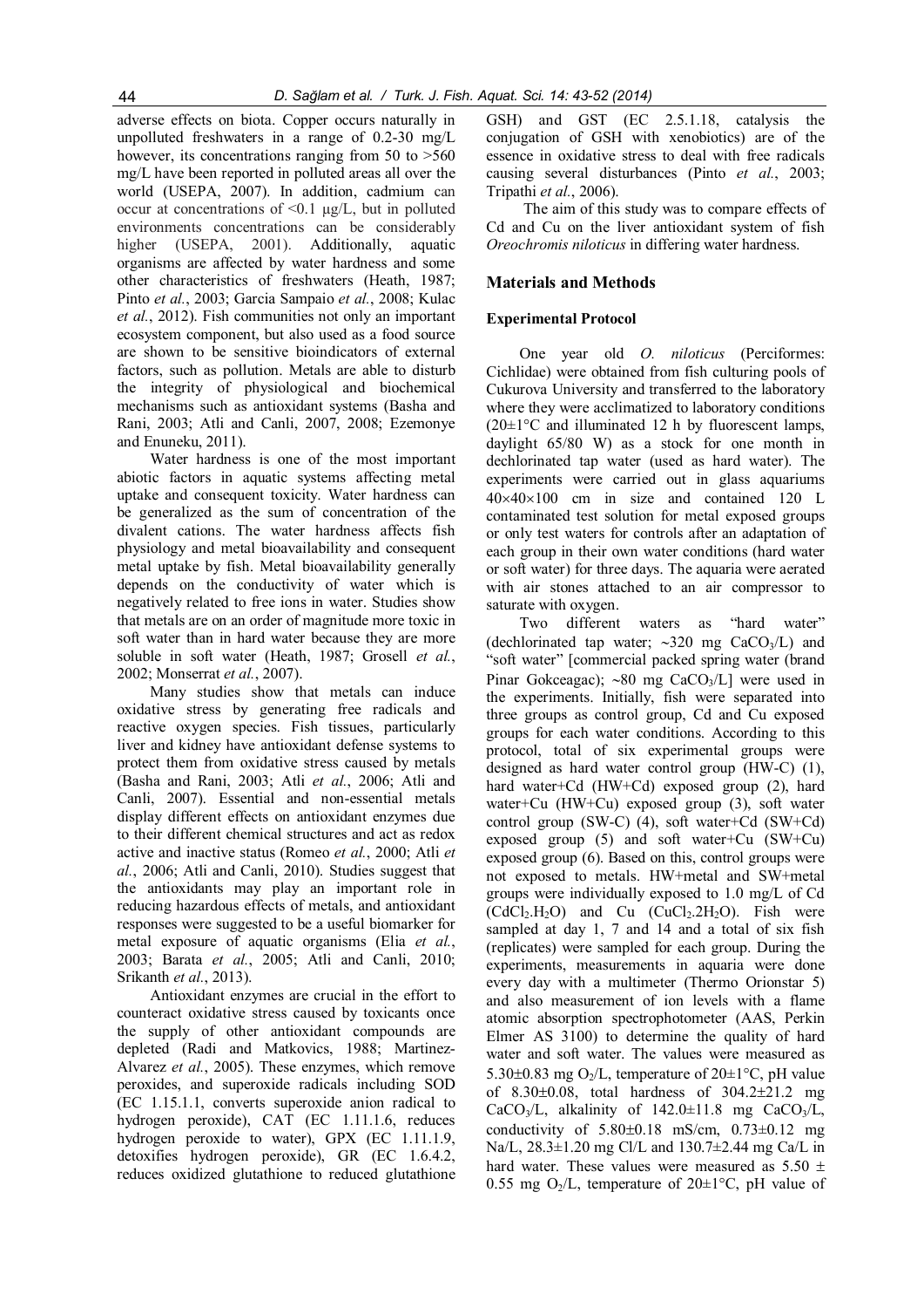adverse effects on biota. Copper occurs naturally in unpolluted freshwaters in a range of 0.2-30 mg/L however, its concentrations ranging from 50 to >560 mg/L have been reported in polluted areas all over the world (USEPA, 2007). In addition, cadmium can occur at concentrations of <0.1 µg/L, but in polluted environments concentrations can be considerably higher (USEPA, 2001). Additionally, aquatic organisms are affected by water hardness and some other characteristics of freshwaters (Heath, 1987; Pinto *et al.*, 2003; Garcia Sampaio *et al.*, 2008; Kulac *et al.*, 2012). Fish communities not only an important ecosystem component, but also used as a food source are shown to be sensitive bioindicators of external factors, such as pollution. Metals are able to disturb the integrity of physiological and biochemical mechanisms such as antioxidant systems (Basha and Rani, 2003; Atli and Canli, 2007, 2008; Ezemonye and Enuneku, 2011).

Water hardness is one of the most important abiotic factors in aquatic systems affecting metal uptake and consequent toxicity. Water hardness can be generalized as the sum of concentration of the divalent cations. The water hardness affects fish physiology and metal bioavailability and consequent metal uptake by fish. Metal bioavailability generally depends on the conductivity of water which is negatively related to free ions in water. Studies show that metals are on an order of magnitude more toxic in soft water than in hard water because they are more soluble in soft water (Heath, 1987; Grosell *et al.*, 2002; Monserrat *et al.*, 2007).

Many studies show that metals can induce oxidative stress by generating free radicals and reactive oxygen species. Fish tissues, particularly liver and kidney have antioxidant defense systems to protect them from oxidative stress caused by metals (Basha and Rani, 2003; Atli *et al.*, 2006; Atli and Canli, 2007). Essential and non-essential metals display different effects on antioxidant enzymes due to their different chemical structures and act as redox active and inactive status (Romeo *et al.*, 2000; Atli *et al.*, 2006; Atli and Canli, 2010). Studies suggest that the antioxidants may play an important role in reducing hazardous effects of metals, and antioxidant responses were suggested to be a useful biomarker for metal exposure of aquatic organisms (Elia *et al.*, 2003; Barata *et al.*, 2005; Atli and Canli, 2010; Srikanth *et al.*, 2013).

Antioxidant enzymes are crucial in the effort to counteract oxidative stress caused by toxicants once the supply of other antioxidant compounds are depleted (Radi and Matkovics, 1988; Martinez-Alvarez *et al.*, 2005). These enzymes, which remove peroxides, and superoxide radicals including SOD (EC 1.15.1.1, converts superoxide anion radical to hydrogen peroxide), CAT (EC 1.11.1.6, reduces hydrogen peroxide to water), GPX (EC 1.11.1.9, detoxifies hydrogen peroxide), GR (EC 1.6.4.2, reduces oxidized glutathione to reduced glutathione GSH) and GST (EC 2.5.1.18, catalysis the conjugation of GSH with xenobiotics) are of the essence in oxidative stress to deal with free radicals causing several disturbances (Pinto *et al.*, 2003; Tripathi *et al.*, 2006).

The aim of this study was to compare effects of Cd and Cu on the liver antioxidant system of fish *Oreochromis niloticus* in differing water hardness.

## Materials and Methods

### Experimental Protocol

One year old *O. niloticus* (Perciformes: Cichlidae) were obtained from fish culturing pools of Cukurova University and transferred to the laboratory where they were acclimatized to laboratory conditions (20±1°C and illuminated 12 h by fluorescent lamps, daylight 65/80 W) as a stock for one month in dechlorinated tap water (used as hard water). The experiments were carried out in glass aquariums 40×40×100 cm in size and contained 120 L contaminated test solution for metal exposed groups or only test waters for controls after an adaptation of each group in their own water conditions (hard water or soft water) for three days. The aquaria were aerated with air stones attached to an air compressor to saturate with oxygen.

Two different waters as "hard water" (dechlorinated tap water; ~320 mg $CaCO_3$/L) and "soft water" [commercial packed spring water (brand Pinar Gokceagac); ~80 mg $CaCO_3$/L] were used in the experiments. Initially, fish were separated into three groups as control group, Cd and Cu exposed groups for each water conditions. According to this protocol, total of six experimental groups were designed as hard water control group (HW-C) (1), hard water+Cd (HW+Cd) exposed group (2), hard water+Cu (HW+Cu) exposed group (3), soft water control group (SW-C) (4), soft water+Cd (SW+Cd) exposed group (5) and soft water+Cu (SW+Cu) exposed group (6). Based on this, control groups were not exposed to metals. HW+metal and SW+metal groups were individually exposed to 1.0 mg/L of Cd ($CdCl_2.H_2O$) and Cu ($CuCl_2.2H_2O$). Fish were sampled at day 1, 7 and 14 and a total of six fish (replicates) were sampled for each group. During the experiments, measurements in aquaria were done every day with a multimeter (Thermo Orionstar 5) and also measurement of ion levels with a flame atomic absorption spectrophotometer (AAS, Perkin Elmer AS 3100) to determine the quality of hard water and soft water. The values were measured as 5.30±0.83 mg $O_2$/L, temperature of 20±1°C, pH value of 8.30±0.08, total hardness of 304.2±21.2 mg $CaCO_3$/L, alkalinity of 142.0±11.8 mg $CaCO_3$/L, conductivity of 5.80±0.18 mS/cm, 0.73±0.12 mg Na/L, 28.3±1.20 mg Cl/L and 130.7±2.44 mg Ca/L in hard water. These values were measured as 5.50 ± 0.55 mg $O_2$/L, temperature of 20±1°C, pH value of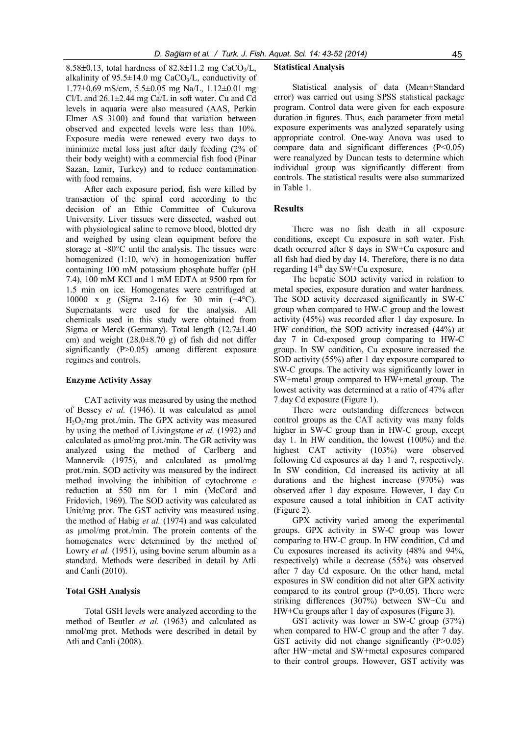8.58±0.13, total hardness of 82.8±11.2 mg $CaCO_3$/L, alkalinity of 95.5±14.0 mg $CaCO_3$/L, conductivity of 1.77±0.69 mS/cm, 5.5±0.05 mg Na/L, 1.12±0.01 mg Cl/L and 26.1±2.44 mg Ca/L in soft water. Cu and Cd levels in aquaria were also measured (AAS, Perkin Elmer AS 3100) and found that variation between observed and expected levels were less than 10%. Exposure media were renewed every two days to minimize metal loss just after daily feeding (2% of their body weight) with a commercial fish food (Pinar Sazan, Izmir, Turkey) and to reduce contamination with food remains.

After each exposure period, fish were killed by transaction of the spinal cord according to the decision of an Ethic Committee of Cukurova University. Liver tissues were dissected, washed out with physiological saline to remove blood, blotted dry and weighed by using clean equipment before the storage at -80°C until the analysis. The tissues were homogenized (1:10, w/v) in homogenization buffer containing 100 mM potassium phosphate buffer (pH 7.4), 100 mM KCl and 1 mM EDTA at 9500 rpm for 1.5 min on ice. Homogenates were centrifuged at 10000 x g (Sigma 2-16) for 30 min (+4°C). Supernatants were used for the analysis. All chemicals used in this study were obtained from Sigma or Merck (Germany). Total length (12.7±1.40 cm) and weight (28.0±8.70 g) of fish did not differ significantly ($P>0.05$) among different exposure regimes and controls.

### Enzyme Activity Assay

CAT activity was measured by using the method of Bessey *et al.* (1946). It was calculated as µmol $H_2O_2$/mg prot./min. The GPX activity was measured by using the method of Livingstone *et al.* (1992) and calculated as µmol/mg prot./min. The GR activity was analyzed using the method of Carlberg and Mannervik (1975), and calculated as µmol/mg prot./min. SOD activity was measured by the indirect method involving the inhibition of cytochrome *c* reduction at 550 nm for 1 min (McCord and Fridovich, 1969). The SOD activity was calculated as Unit/mg prot. The GST activity was measured using the method of Habig *et al.* (1974) and was calculated as µmol/mg prot./min. The protein contents of the homogenates were determined by the method of Lowry *et al.* (1951), using bovine serum albumin as a standard. Methods were described in detail by Atli and Canli (2010).

### Total GSH Analysis

Total GSH levels were analyzed according to the method of Beutler *et al.* (1963) and calculated as nmol/mg prot. Methods were described in detail by Atli and Canli (2008).

### Statistical Analysis

Statistical analysis of data (Mean±Standard error) was carried out using SPSS statistical package program. Control data were given for each exposure duration in figures. Thus, each parameter from metal exposure experiments was analyzed separately using appropriate control. One-way Anova was used to compare data and significant differences ($P<0.05$) were reanalyzed by Duncan tests to determine which individual group was significantly different from controls. The statistical results were also summarized in Table 1.

## Results

There was no fish death in all exposure conditions, except Cu exposure in soft water. Fish death occurred after 8 days in SW+Cu exposure and all fish had died by day 14. Therefore, there is no data regarding $14^{th}$ day SW+Cu exposure.

The hepatic SOD activity varied in relation to metal species, exposure duration and water hardness. The SOD activity decreased significantly in SW-C group when compared to HW-C group and the lowest activity (45%) was recorded after 1 day exposure. In HW condition, the SOD activity increased (44%) at day 7 in Cd-exposed group comparing to HW-C group. In SW condition, Cu exposure increased the SOD activity (55%) after 1 day exposure compared to SW-C groups. The activity was significantly lower in SW+metal group compared to HW+metal group. The lowest activity was determined at a ratio of 47% after 7 day Cd exposure (Figure 1).

There were outstanding differences between control groups as the CAT activity was many folds higher in SW-C group than in HW-C group, except day 1. In HW condition, the lowest (100%) and the highest CAT activity (103%) were observed following Cd exposures at day 1 and 7, respectively. In SW condition, Cd increased its activity at all durations and the highest increase (970%) was observed after 1 day exposure. However, 1 day Cu exposure caused a total inhibition in CAT activity (Figure 2).

GPX activity varied among the experimental groups. GPX activity in SW-C group was lower comparing to HW-C group. In HW condition, Cd and Cu exposures increased its activity (48% and 94%, respectively) while a decrease (55%) was observed after 7 day Cd exposure. On the other hand, metal exposures in SW condition did not alter GPX activity compared to its control group ($P>0.05$). There were striking differences (307%) between SW+Cu and HW+Cu groups after 1 day of exposures (Figure 3).

GST activity was lower in SW-C group (37%) when compared to HW-C group and the after 7 day. GST activity did not change significantly ($P>0.05$) after HW+metal and SW+metal exposures compared to their control groups. However, GST activity was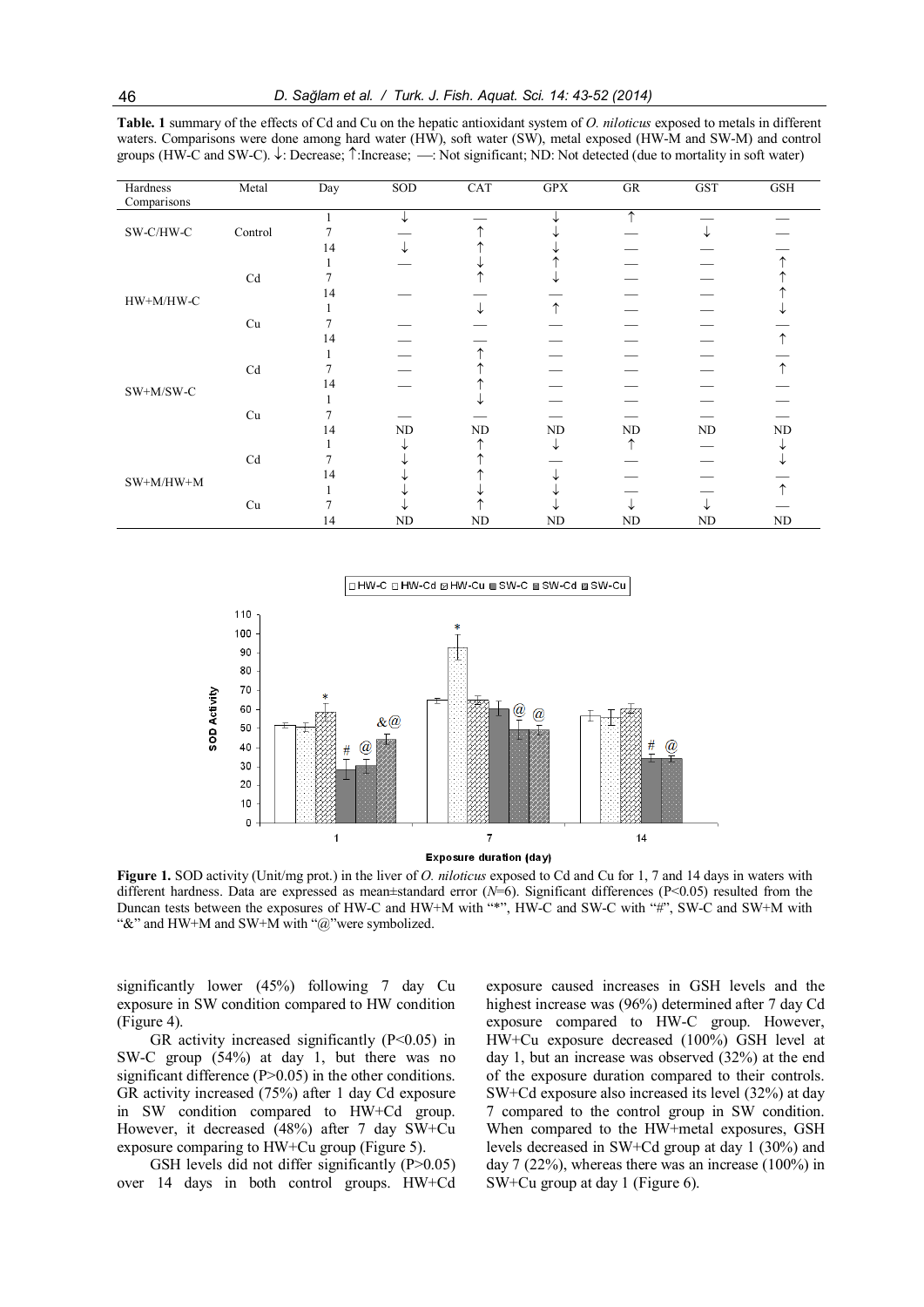**Table. 1** summary of the effects of Cd and Cu on the hepatic antioxidant system of *O. niloticus* exposed to metals in different waters. Comparisons were done among hard water (HW), soft water (SW), metal exposed (HW-M and SW-M) and control groups (HW-C and SW-C). ↓: Decrease; ↑:Increase; —: Not significant; ND: Not detected (due to mortality in soft water)

| Hardness Comparisons | Metal | Day | SOD | CAT | GPX | GR | GST | GSH |
|---|---|---|---|---|---|---|---|---|
| SW-C/HW-C | Control | 1 | ↓ | — | ↓ | ↑ | — | — |
| | | 7 | — | ↑ | ↓ | — | ↓ | — |
| | | 14 | ↓ | ↑ | ↓ | — | — | — |
| HW+M/HW-C | Cd | 1 | — | ↓ | ↑ | — | — | ↑ |
| | | 7 | | ↑ | ↓ | — | — | ↑ |
| | | 14 | — | — | — | — | — | ↑ |
| | Cu | 1 | | ↓ | ↑ | — | — | ↓ |
| | | 7 | — | — | — | — | — | — |
| | | 14 | — | — | — | — | — | ↑ |
| SW+M/SW-C | Cd | 1 | — | ↑ | — | — | — | — |
| | | 7 | | ↑ | — | — | — | ↑ |
| | | 14 | — | ↑ | — | — | — | — |
| | Cu | 1 | | ↓ | — | — | — | — |
| | | 7 | — | — | — | — | — | — |
| | | 14 | ND | ND | ND | ND | ND | ND |
| SW+M/HW+M | Cd | 1 | ↓ | ↑ | ↓ | ↑ | — | ↓ |
| | | 7 | ↓ | ↑ | — | — | — | ↓ |
| | | 14 | ↓ | ↑ | ↓ | — | — | — |
| | Cu | 1 | ↓ | ↓ | ↓ | — | — | ↑ |
| | | 7 | ↓ | ↑ | ↓ | ↓ | ↓ | — |
| | | 14 | ND | ND | ND | ND | ND | ND |

**Figure 1.** SOD activity (Unit/mg prot.) in the liver of *O. niloticus* exposed to Cd and Cu for 1, 7 and 14 days in waters with different hardness. Data are expressed as mean±standard error ($N$=6). Significant differences ($P<0.05$) resulted from the Duncan tests between the exposures of HW-C and HW+M with "*", HW-C and SW-C with "#", SW-C and SW+M with "&" and HW+M and SW+M with "@"were symbolized.

significantly lower (45%) following 7 day Cu exposure in SW condition compared to HW condition (Figure 4).

GR activity increased significantly ($P<0.05$) in SW-C group (54%) at day 1, but there was no significant difference ($P>0.05$) in the other conditions. GR activity increased (75%) after 1 day Cd exposure in SW condition compared to HW+Cd group. However, it decreased (48%) after 7 day SW+Cu exposure comparing to HW+Cu group (Figure 5).

GSH levels did not differ significantly ($P>0.05$) over 14 days in both control groups. HW+Cd exposure caused increases in GSH levels and the highest increase was (96%) determined after 7 day Cd exposure compared to HW-C group. However, HW+Cu exposure decreased (100%) GSH level at day 1, but an increase was observed (32%) at the end of the exposure duration compared to their controls. SW+Cd exposure also increased its level (32%) at day 7 compared to the control group in SW condition. When compared to the HW+metal exposures, GSH levels decreased in SW+Cd group at day 1 (30%) and day 7 (22%), whereas there was an increase (100%) in SW+Cu group at day 1 (Figure 6).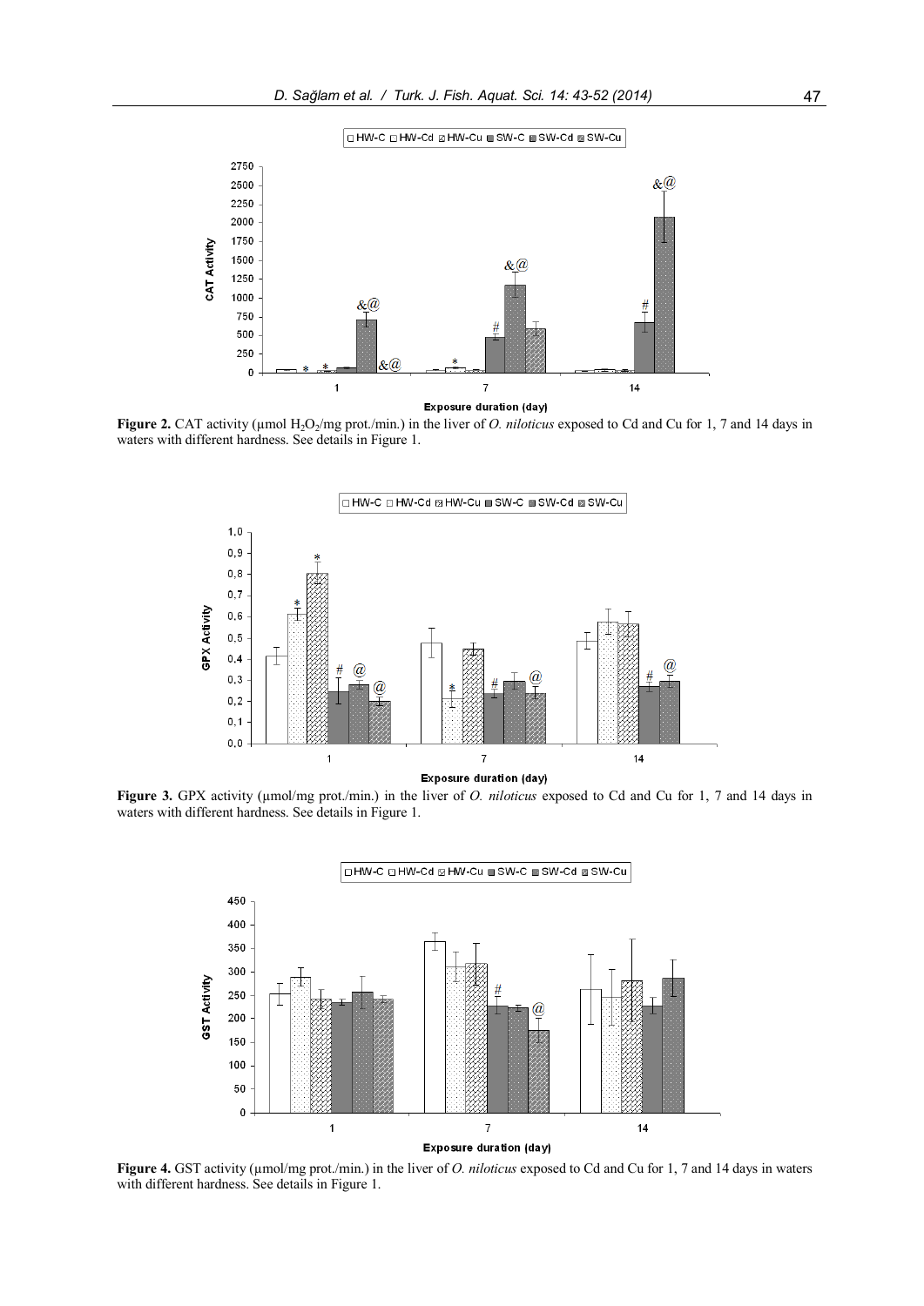**Figure 2.** CAT activity (µmol $H_2O_2$/mg prot./min.) in the liver of *O. niloticus* exposed to Cd and Cu for 1, 7 and 14 days in waters with different hardness. See details in Figure 1.

**Figure 3.** GPX activity (µmol/mg prot./min.) in the liver of *O. niloticus* exposed to Cd and Cu for 1, 7 and 14 days in waters with different hardness. See details in Figure 1.

**Figure 4.** GST activity (µmol/mg prot./min.) in the liver of *O. niloticus* exposed to Cd and Cu for 1, 7 and 14 days in waters with different hardness. See details in Figure 1.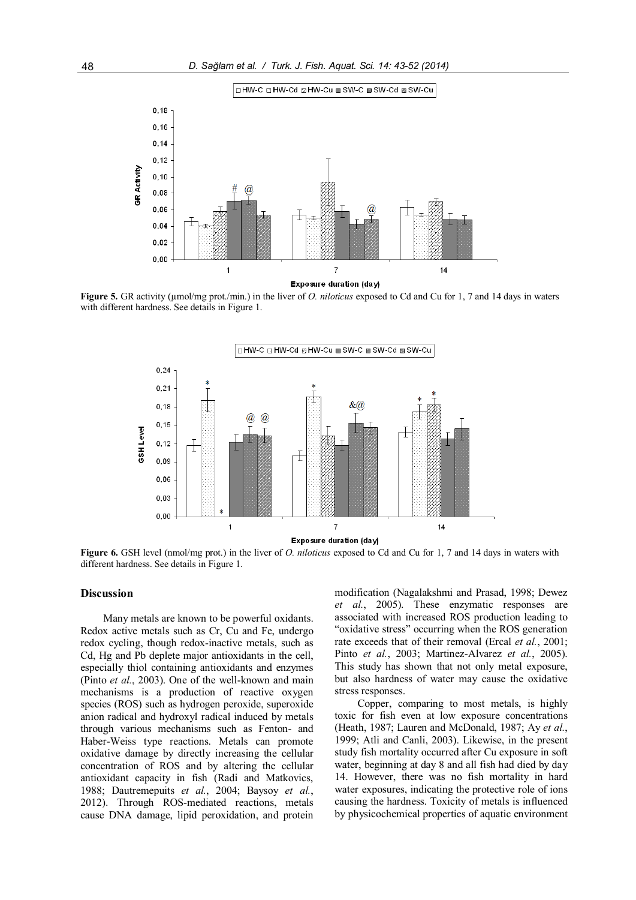**Figure 5.** GR activity (µmol/mg prot./min.) in the liver of *O. niloticus* exposed to Cd and Cu for 1, 7 and 14 days in waters with different hardness. See details in Figure 1.

**Figure 6.** GSH level (nmol/mg prot.) in the liver of *O. niloticus* exposed to Cd and Cu for 1, 7 and 14 days in waters with different hardness. See details in Figure 1.

## Discussion

Many metals are known to be powerful oxidants. Redox active metals such as Cr, Cu and Fe, undergo redox cycling, though redox-inactive metals, such as Cd, Hg and Pb deplete major antioxidants in the cell, especially thiol containing antioxidants and enzymes (Pinto *et al.*, 2003). One of the well-known and main mechanisms is a production of reactive oxygen species (ROS) such as hydrogen peroxide, superoxide anion radical and hydroxyl radical induced by metals through various mechanisms such as Fenton- and Haber-Weiss type reactions. Metals can promote oxidative damage by directly increasing the cellular concentration of ROS and by altering the cellular antioxidant capacity in fish (Radi and Matkovics, 1988; Dautremepuits *et al.*, 2004; Baysoy *et al.*, 2012). Through ROS-mediated reactions, metals cause DNA damage, lipid peroxidation, and protein modification (Nagalakshmi and Prasad, 1998; Dewez *et al.*, 2005). These enzymatic responses are associated with increased ROS production leading to "oxidative stress" occurring when the ROS generation rate exceeds that of their removal (Ercal *et al.*, 2001; Pinto *et al.*, 2003; Martinez-Alvarez *et al.*, 2005). This study has shown that not only metal exposure, but also hardness of water may cause the oxidative stress responses.

Copper, comparing to most metals, is highly toxic for fish even at low exposure concentrations (Heath, 1987; Lauren and McDonald, 1987; Ay *et al.*, 1999; Atli and Canli, 2003). Likewise, in the present study fish mortality occurred after Cu exposure in soft water, beginning at day 8 and all fish had died by day 14. However, there was no fish mortality in hard water exposures, indicating the protective role of ions causing the hardness. Toxicity of metals is influenced by physicochemical properties of aquatic environment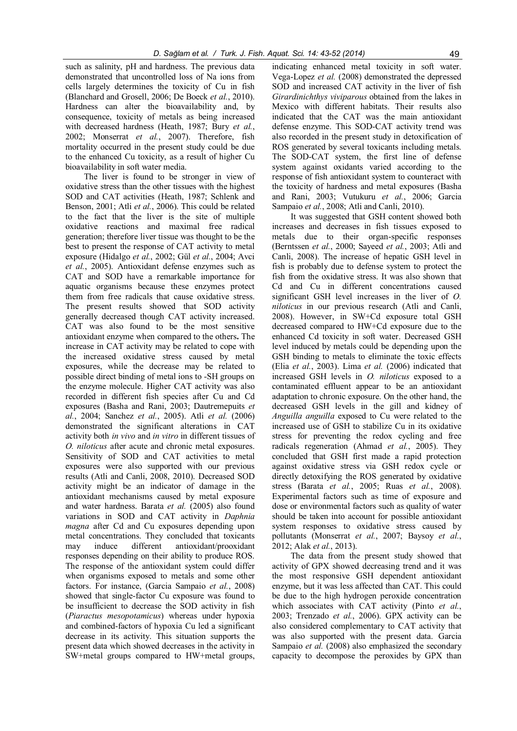such as salinity, pH and hardness. The previous data demonstrated that uncontrolled loss of Na ions from cells largely determines the toxicity of Cu in fish (Blanchard and Grosell, 2006; De Boeck *et al.*, 2010). Hardness can alter the bioavailability and, by consequence, toxicity of metals as being increased with decreased hardness (Heath, 1987; Bury *et al.*, 2002; Monserrat *et al.*, 2007). Therefore, fish mortality occurred in the present study could be due to the enhanced Cu toxicity, as a result of higher Cu bioavailability in soft water media.

The liver is found to be stronger in view of oxidative stress than the other tissues with the highest SOD and CAT activities (Heath, 1987; Schlenk and Benson, 2001; Atli *et al.*, 2006). This could be related to the fact that the liver is the site of multiple oxidative reactions and maximal free radical generation; therefore liver tissue was thought to be the best to present the response of CAT activity to metal exposure (Hidalgo *et al.*, 2002; Gül *et al.*, 2004; Avci *et al.*, 2005). Antioxidant defense enzymes such as CAT and SOD have a remarkable importance for aquatic organisms because these enzymes protect them from free radicals that cause oxidative stress. The present results showed that SOD activity generally decreased though CAT activity increased. CAT was also found to be the most sensitive antioxidant enzyme when compared to the others**.** The increase in CAT activity may be related to cope with the increased oxidative stress caused by metal exposures, while the decrease may be related to possible direct binding of metal ions to -SH groups on the enzyme molecule. Higher CAT activity was also recorded in different fish species after Cu and Cd exposures (Basha and Rani, 2003; Dautremepuits *et al.*, 2004; Sanchez *et al.*, 2005). Atli *et al.* (2006) demonstrated the significant alterations in CAT activity both *in vivo* and *in vitro* in different tissues of *O. niloticus* after acute and chronic metal exposures. Sensitivity of SOD and CAT activities to metal exposures were also supported with our previous results (Atli and Canli, 2008, 2010). Decreased SOD activity might be an indicator of damage in the antioxidant mechanisms caused by metal exposure and water hardness. Barata *et al.* (2005) also found variations in SOD and CAT activity in *Daphnia magna* after Cd and Cu exposures depending upon metal concentrations. They concluded that toxicants may induce different antioxidant/prooxidant responses depending on their ability to produce ROS. The response of the antioxidant system could differ when organisms exposed to metals and some other factors. For instance, (Garcia Sampaio *et al.*, 2008) showed that single-factor Cu exposure was found to be insufficient to decrease the SOD activity in fish (*Piaractus mesopotamicus*) whereas under hypoxia and combined-factors of hypoxia Cu led a significant decrease in its activity. This situation supports the present data which showed decreases in the activity in SW+metal groups compared to HW+metal groups, indicating enhanced metal toxicity in soft water. Vega-Lopez *et al.* (2008) demonstrated the depressed SOD and increased CAT activity in the liver of fish *Girardinichthys viviparous* obtained from the lakes in Mexico with different habitats. Their results also indicated that the CAT was the main antioxidant defense enzyme. This SOD-CAT activity trend was also recorded in the present study in detoxification of ROS generated by several toxicants including metals. The SOD-CAT system, the first line of defense system against oxidants varied according to the response of fish antioxidant system to counteract with the toxicity of hardness and metal exposures (Basha and Rani, 2003; Vutukuru *et al.*, 2006; Garcia Sampaio *et al.*, 2008; Atli and Canli, 2010).

It was suggested that GSH content showed both increases and decreases in fish tissues exposed to metals due to their organ-specific responses (Berntssen *et al.*, 2000; Sayeed *et al.*, 2003; Atli and Canli, 2008). The increase of hepatic GSH level in fish is probably due to defense system to protect the fish from the oxidative stress. It was also shown that Cd and Cu in different concentrations caused significant GSH level increases in the liver of *O. niloticus* in our previous research (Atli and Canli, 2008). However, in SW+Cd exposure total GSH decreased compared to HW+Cd exposure due to the enhanced Cd toxicity in soft water. Decreased GSH level induced by metals could be depending upon the GSH binding to metals to eliminate the toxic effects (Elia *et al.*, 2003). Lima *et al.* (2006) indicated that increased GSH levels in *O. niloticus* exposed to a contaminated effluent appear to be an antioxidant adaptation to chronic exposure. On the other hand, the decreased GSH levels in the gill and kidney of *Anguilla anguilla* exposed to Cu were related to the increased use of GSH to stabilize Cu in its oxidative stress for preventing the redox cycling and free radicals regeneration (Ahmad *et al.*, 2005). They concluded that GSH first made a rapid protection against oxidative stress via GSH redox cycle or directly detoxifying the ROS generated by oxidative stress (Barata *et al.*, 2005; Ruas *et al.*, 2008). Experimental factors such as time of exposure and dose or environmental factors such as quality of water should be taken into account for possible antioxidant system responses to oxidative stress caused by pollutants (Monserrat *et al.*, 2007; Baysoy *et al.*, 2012; Alak *et al.*, 2013).

The data from the present study showed that activity of GPX showed decreasing trend and it was the most responsive GSH dependent antioxidant enzyme, but it was less affected than CAT. This could be due to the high hydrogen peroxide concentration which associates with CAT activity (Pinto *et al.*, 2003; Trenzado *et al.*, 2006). GPX activity can be also considered complementary to CAT activity that was also supported with the present data. Garcia Sampaio *et al.* (2008) also emphasized the secondary capacity to decompose the peroxides by GPX than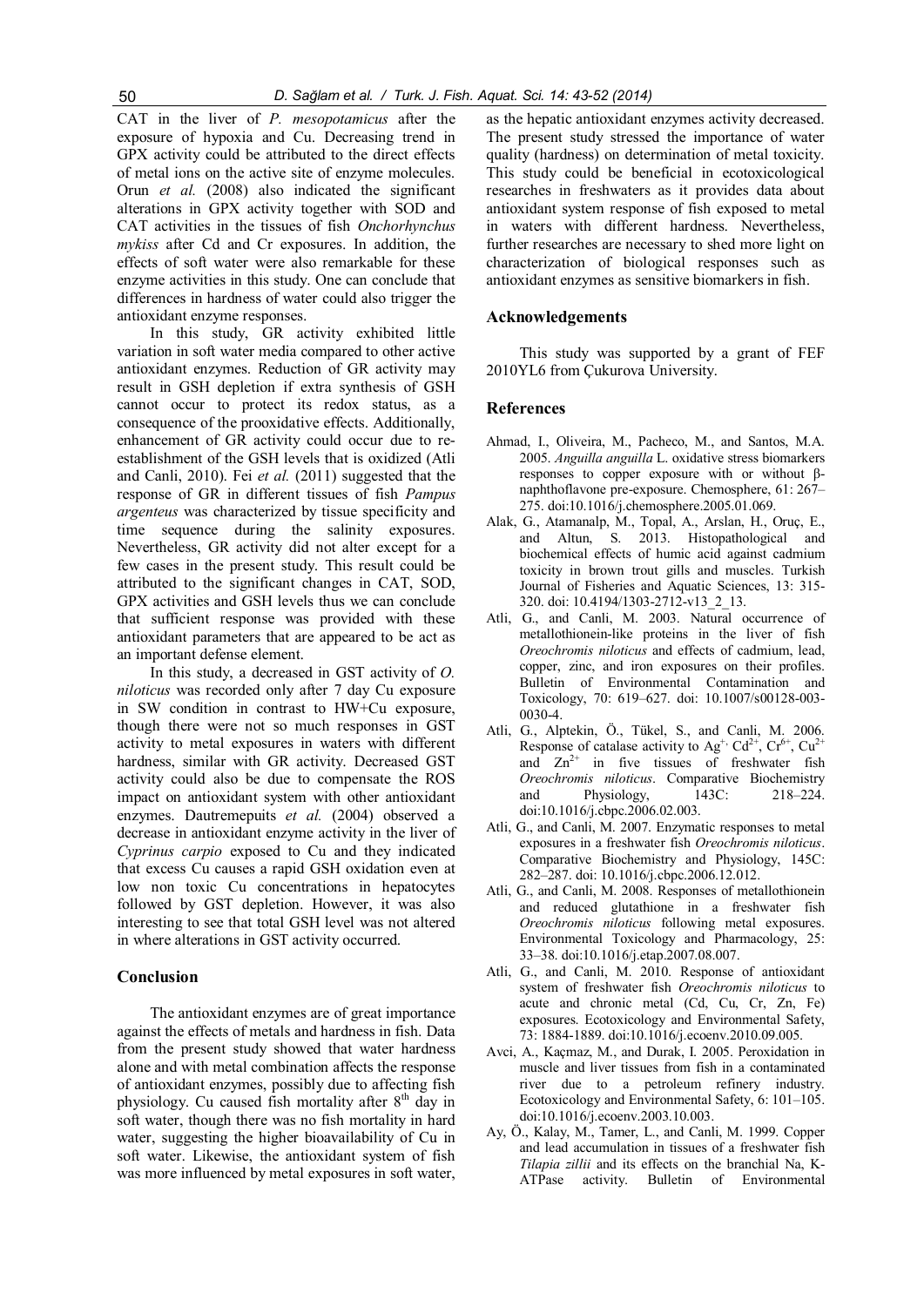CAT in the liver of *P. mesopotamicus* after the exposure of hypoxia and Cu. Decreasing trend in GPX activity could be attributed to the direct effects of metal ions on the active site of enzyme molecules. Orun *et al.* (2008) also indicated the significant alterations in GPX activity together with SOD and CAT activities in the tissues of fish *Onchorhynchus mykiss* after Cd and Cr exposures. In addition, the effects of soft water were also remarkable for these enzyme activities in this study. One can conclude that differences in hardness of water could also trigger the antioxidant enzyme responses.

In this study, GR activity exhibited little variation in soft water media compared to other active antioxidant enzymes. Reduction of GR activity may result in GSH depletion if extra synthesis of GSH cannot occur to protect its redox status, as a consequence of the prooxidative effects. Additionally, enhancement of GR activity could occur due to re-establishment of the GSH levels that is oxidized (Atli and Canli, 2010). Fei *et al.* (2011) suggested that the response of GR in different tissues of fish *Pampus argenteus* was characterized by tissue specificity and time sequence during the salinity exposures. Nevertheless, GR activity did not alter except for a few cases in the present study. This result could be attributed to the significant changes in CAT, SOD, GPX activities and GSH levels thus we can conclude that sufficient response was provided with these antioxidant parameters that are appeared to be act as an important defense element.

In this study, a decreased in GST activity of *O. niloticus* was recorded only after 7 day Cu exposure in SW condition in contrast to HW+Cu exposure, though there were not so much responses in GST activity to metal exposures in waters with different hardness, similar with GR activity. Decreased GST activity could also be due to compensate the ROS impact on antioxidant system with other antioxidant enzymes. Dautremepuits *et al.* (2004) observed a decrease in antioxidant enzyme activity in the liver of *Cyprinus carpio* exposed to Cu and they indicated that excess Cu causes a rapid GSH oxidation even at low non toxic Cu concentrations in hepatocytes followed by GST depletion. However, it was also interesting to see that total GSH level was not altered in where alterations in GST activity occurred.

## Conclusion

The antioxidant enzymes are of great importance against the effects of metals and hardness in fish. Data from the present study showed that water hardness alone and with metal combination affects the response of antioxidant enzymes, possibly due to affecting fish physiology. Cu caused fish mortality after $8^{th}$ day in soft water, though there was no fish mortality in hard water, suggesting the higher bioavailability of Cu in soft water. Likewise, the antioxidant system of fish was more influenced by metal exposures in soft water, as the hepatic antioxidant enzymes activity decreased. The present study stressed the importance of water quality (hardness) on determination of metal toxicity. This study could be beneficial in ecotoxicological researches in freshwaters as it provides data about antioxidant system response of fish exposed to metal in waters with different hardness. Nevertheless, further researches are necessary to shed more light on characterization of biological responses such as antioxidant enzymes as sensitive biomarkers in fish.

## Acknowledgements

This study was supported by a grant of FEF 2010YL6 from Çukurova University.

## References

Ahmad, I., Oliveira, M., Pacheco, M., and Santos, M.A. 2005. *Anguilla anguilla* L. oxidative stress biomarkers responses to copper exposure with or without β-naphthoflavone pre-exposure. Chemosphere, 61: 267–275. doi:10.1016/j.chemosphere.2005.01.069.

Alak, G., Atamanalp, M., Topal, A., Arslan, H., Oruç, E., and Altun, S. 2013. Histopathological and biochemical effects of humic acid against cadmium toxicity in brown trout gills and muscles. Turkish Journal of Fisheries and Aquatic Sciences, 13: 315-320. doi: 10.4194/1303-2712-v13_2_13.

Atli, G., and Canli, M. 2003. Natural occurrence of metallothionein-like proteins in the liver of fish *Oreochromis niloticus* and effects of cadmium, lead, copper, zinc, and iron exposures on their profiles. Bulletin of Environmental Contamination and Toxicology, 70: 619–627. doi: 10.1007/s00128-003-0030-4.

Atli, G., Alptekin, Ö., Tükel, S., and Canli, M. 2006. Response of catalase activity to $Ag^{+}$, $Cd^{2+}$, $Cr^{6+}$, $Cu^{2+}$ and $Zn^{2+}$ in five tissues of freshwater fish *Oreochromis niloticus*. Comparative Biochemistry and Physiology, 143C: 218–224. doi:10.1016/j.cbpc.2006.02.003.

Atli, G., and Canli, M. 2007. Enzymatic responses to metal exposures in a freshwater fish *Oreochromis niloticus*. Comparative Biochemistry and Physiology, 145C: 282–287. doi: 10.1016/j.cbpc.2006.12.012.

Atli, G., and Canli, M. 2008. Responses of metallothionein and reduced glutathione in a freshwater fish *Oreochromis niloticus* following metal exposures. Environmental Toxicology and Pharmacology, 25: 33–38. doi:10.1016/j.etap.2007.08.007.

Atli, G., and Canli, M. 2010. Response of antioxidant system of freshwater fish *Oreochromis niloticus* to acute and chronic metal (Cd, Cu, Cr, Zn, Fe) exposures. Ecotoxicology and Environmental Safety, 73: 1884-1889. doi:10.1016/j.ecoenv.2010.09.005.

Avci, A., Kaçmaz, M., and Durak, I. 2005. Peroxidation in muscle and liver tissues from fish in a contaminated river due to a petroleum refinery industry. Ecotoxicology and Environmental Safety, 6: 101–105. doi:10.1016/j.ecoenv.2003.10.003.

Ay, Ö., Kalay, M., Tamer, L., and Canli, M. 1999. Copper and lead accumulation in tissues of a freshwater fish *Tilapia zillii* and its effects on the branchial Na, K-ATPase activity. Bulletin of Environmental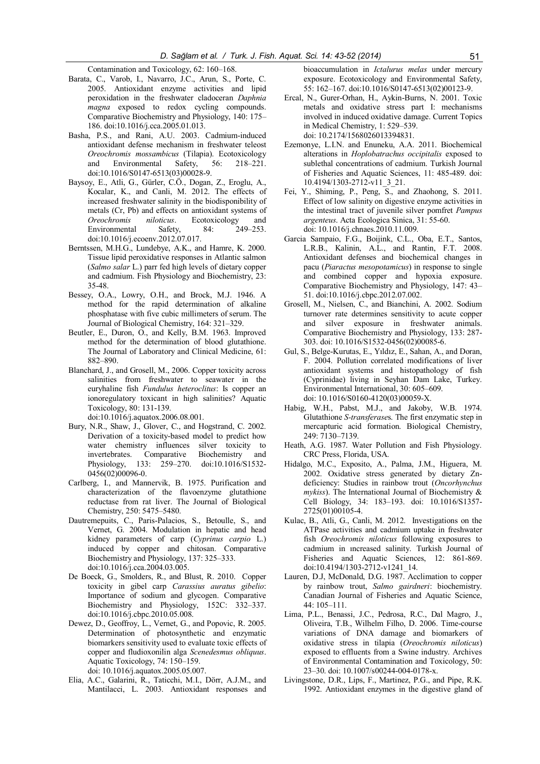Contamination and Toxicology, 62: 160–168.

Barata, C., Varob, I., Navarro, J.C., Arun, S., Porte, C. 2005. Antioxidant enzyme activities and lipid peroxidation in the freshwater cladoceran *Daphnia magna* exposed to redox cycling compounds. Comparative Biochemistry and Physiology, 140: 175–186. doi:10.1016/j.cca.2005.01.013.

Basha, P.S., and Rani, A.U. 2003. Cadmium-induced antioxidant defense mechanism in freshwater teleost *Oreochromis mossambicus* (Tilapia). Ecotoxicology and Environmental Safety, 56: 218–221. doi:10.1016/S0147-6513(03)00028-9.

Baysoy, E., Atli, G., Gürler, C.Ö., Dogan, Z., Eroglu, A., Kocalar, K., and Canli, M. 2012. The effects of increased freshwater salinity in the biodisponibility of metals (Cr, Pb) and effects on antioxidant systems of *Oreochromis niloticus*. Ecotoxicology and Environmental Safety, 84: 249–253. doi:10.1016/j.ecoenv.2012.07.017.

Berntssen, M.H.G., Lundebye, A.K., and Hamre, K. 2000. Tissue lipid peroxidative responses in Atlantic salmon (*Salmo salar* L.) parr fed high levels of dietary copper and cadmium. Fish Physiology and Biochemistry, 23: 35-48.

Bessey, O.A., Lowry, O.H., and Brock, M.J. 1946. A method for the rapid determination of alkaline phosphatase with five cubic millimeters of serum. The Journal of Biological Chemistry, 164: 321–329.

Beutler, E., Duron, O., and Kelly, B.M. 1963. Improved method for the determination of blood glutathione. The Journal of Laboratory and Clinical Medicine, 61: 882–890.

Blanchard, J., and Grosell, M., 2006. Copper toxicity across salinities from freshwater to seawater in the euryhaline fish *Fundulus heteroclitus*: Is copper an ionoregulatory toxicant in high salinities? Aquatic Toxicology, 80: 131-139. doi:10.1016/j.aquatox.2006.08.001.

Bury, N.R., Shaw, J., Glover, C., and Hogstrand, C. 2002. Derivation of a toxicity-based model to predict how water chemistry influences silver toxicity to invertebrates. Comparative Biochemistry and Physiology, 133: 259–270. doi:10.1016/S1532-0456(02)00096-0.

Carlberg, I., and Mannervik, B. 1975. Purification and characterization of the flavoenzyme glutathione reductase from rat liver. The Journal of Biological Chemistry, 250: 5475–5480.

Dautremepuits, C., Paris-Palacios, S., Betoulle, S., and Vernet, G. 2004. Modulation in hepatic and head kidney parameters of carp (*Cyprinus carpio* L.) induced by copper and chitosan. Comparative Biochemistry and Physiology, 137: 325–333. doi:10.1016/j.cca.2004.03.005.

De Boeck, G., Smolders, R., and Blust, R. 2010. Copper toxicity in gibel carp *Carassius auratus gibelio*: Importance of sodium and glycogen. Comparative Biochemistry and Physiology, 152C: 332–337. doi:10.1016/j.cbpc.2010.05.008.

Dewez, D., Geoffroy, L., Vernet, G., and Popovic, R. 2005. Determination of photosynthetic and enzymatic biomarkers sensitivity used to evaluate toxic effects of copper and fludioxonilin alga *Scenedesmus obliquus*. Aquatic Toxicology, 74: 150–159. doi: 10.1016/j.aquatox.2005.05.007.

Elia, A.C., Galarini, R., Taticchi, M.I., Dörr, A.J.M., and Mantilacci, L. 2003. Antioxidant responses and bioaccumulation in *Ictalurus melas* under mercury exposure. Ecotoxicology and Environmental Safety, 55: 162–167. doi:10.1016/S0147-6513(02)00123-9.

Ercal, N., Gurer-Orhan, H., Aykin-Burns, N. 2001. Toxic metals and oxidative stress part I: mechanisms involved in induced oxidative damage. Current Topics in Medical Chemistry, 1: 529–539. doi: 10.2174/1568026013394831.

Ezemonye, L.I.N. and Enuneku, A.A. 2011. Biochemical alterations in *Hoplobatrachus occipitalis* exposed to sublethal concentrations of cadmium. Turkish Journal of Fisheries and Aquatic Sciences, 11: 485-489. doi: 10.4194/1303-2712-v11_3_21.

Fei, Y., Shiming, P., Peng, S., and Zhaohong, S. 2011. Effect of low salinity on digestive enzyme activities in the intestinal tract of juvenile silver pomfret *Pampus argenteus*. Acta Ecologica Sinica, 31: 55-60. doi: 10.1016/j.chnaes.2010.11.009.

Garcia Sampaio, F.G., Boijink, C.L., Oba, E.T., Santos, L.R.B., Kalinin, A.L., and Rantin, F.T. 2008. Antioxidant defenses and biochemical changes in pacu (*Piaractus mesopotamicus*) in response to single and combined copper and hypoxia exposure. Comparative Biochemistry and Physiology, 147: 43–51. doi:10.1016/j.cbpc.2012.07.002.

Grosell, M., Nielsen, C., and Bianchini, A. 2002. Sodium turnover rate determines sensitivity to acute copper and silver exposure in freshwater animals. Comparative Biochemistry and Physiology, 133: 287-303. doi: 10.1016/S1532-0456(02)00085-6.

Gul, S., Belge-Kurutas, E., Yıldız, E., Sahan, A., and Doran, F. 2004. Pollution correlated modifications of liver antioxidant systems and histopathology of fish (Cyprinidae) living in Seyhan Dam Lake, Turkey. Environmental International, 30: 605–609. doi: 10.1016/S0160-4120(03)00059-X.

Habig, W.H., Pabst, M.J., and Jakoby, W.B. 1974. Glutathione *S-transferase*s. The first enzymatic step in mercapturic acid formation. Biological Chemistry, 249: 7130–7139.

Heath, A.G. 1987. Water Pollution and Fish Physiology. CRC Press, Florida, USA.

Hidalgo, M.C., Exposito, A., Palma, J.M., Higuera, M. 2002. Oxidative stress generated by dietary Zn-deficiency: Studies in rainbow trout (*Oncorhynchus mykiss*). The International Journal of Biochemistry & Cell Biology, 34: 183–193. doi: 10.1016/S1357-2725(01)00105-4.

Kulac, B., Atli, G., Canli, M. 2012. Investigations on the ATPase activities and cadmium uptake in freshwater fish *Oreochromis niloticus* following exposures to cadmium in ıncreased salinity. Turkish Journal of Fisheries and Aquatic Sciences, 12: 861-869. doi:10.4194/1303-2712-v1241_14.

Lauren, D.J, McDonald, D.G. 1987. Acclimation to copper by rainbow trout, *Salmo gairdneri*: biochemistry. Canadian Journal of Fisheries and Aquatic Science, 44: 105–111.

Lima, P.L., Benassi, J.C., Pedrosa, R.C., Dal Magro, J., Oliveira, T.B., Wilhelm Filho, D. 2006. Time-course variations of DNA damage and biomarkers of oxidative stress in tilapia (*Oreochromis niloticus*) exposed to effluents from a Swine industry. Archives of Environmental Contamination and Toxicology, 50: 23–30. doi: 10.1007/s00244-004-0178-x.

Livingstone, D.R., Lips, F., Martinez, P.G., and Pipe, R.K. 1992. Antioxidant enzymes in the digestive gland of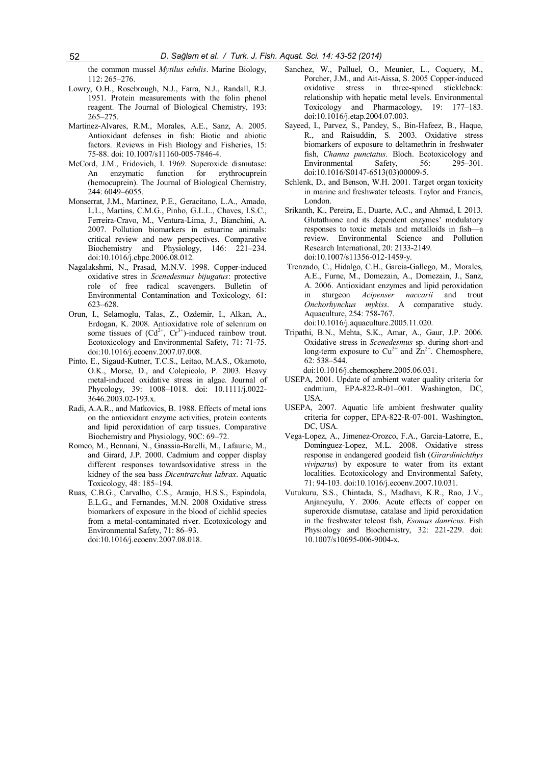the common mussel *Mytilus edulis*. Marine Biology, 112: 265–276.

Lowry, O.H., Rosebrough, N.J., Farra, N.J., Randall, R.J. 1951. Protein measurements with the folin phenol reagent. The Journal of Biological Chemistry, 193: 265–275.

Martinez-Alvares, R.M., Morales, A.E., Sanz, A. 2005. Antioxidant defenses in fish: Biotic and abiotic factors. Reviews in Fish Biology and Fisheries, 15: 75-88. doi: 10.1007/s11160-005-7846-4.

McCord, J.M., Fridovich, I. 1969. Superoxide dismutase: An enzymatic function for erythrocuprein (hemocuprein). The Journal of Biological Chemistry, 244: 6049–6055.

Monserrat, J.M., Martinez, P.E., Geracitano, L.A., Amado, L.L., Martins, C.M.G., Pinho, G.L.L., Chaves, I.S.C., Ferreira-Cravo, M., Ventura-Lima, J., Bianchini, A. 2007. Pollution biomarkers in estuarine animals: critical review and new perspectives. Comparative Biochemistry and Physiology, 146: 221–234. doi:10.1016/j.cbpc.2006.08.012.

Nagalakshmi, N., Prasad, M.N.V. 1998. Copper-induced oxidative stres in *Scenedesmus bijugatus*: protective role of free radical scavengers. Bulletin of Environmental Contamination and Toxicology, 61: 623–628.

Orun, I., Selamoglu, Talas, Z., Ozdemir, I., Alkan, A., Erdogan, K. 2008. Antioxidative role of selenium on some tissues of ($Cd^{2+}$, $Cr^{3+}$)-induced rainbow trout. Ecotoxicology and Environmental Safety, 71: 71-75. doi:10.1016/j.ecoenv.2007.07.008.

Pinto, E., Sigaud-Kutner, T.C.S., Leitao, M.A.S., Okamoto, O.K., Morse, D., and Colepicolo, P. 2003. Heavy metal-induced oxidative stress in algae. Journal of Phycology, 39: 1008–1018. doi: 10.1111/j.0022-3646.2003.02-193.x.

Radi, A.A.R., and Matkovics, B. 1988. Effects of metal ions on the antioxidant enzyme activities, protein contents and lipid peroxidation of carp tissues. Comparative Biochemistry and Physiology, 90C: 69–72.

Romeo, M., Bennani, N., Gnassia-Barelli, M., Lafaurie, M., and Girard, J.P. 2000. Cadmium and copper display different responses towardsoxidative stress in the kidney of the sea bass *Dicentrarchus labrax*. Aquatic Toxicology, 48: 185–194.

Ruas, C.B.G., Carvalho, C.S., Araujo, H.S.S., Espindola, E.L.G., and Fernandes, M.N. 2008 Oxidative stress biomarkers of exposure in the blood of cichlid species from a metal-contaminated river. Ecotoxicology and Environmental Safety, 71: 86–93. doi:10.1016/j.ecoenv.2007.08.018.

Sanchez, W., Palluel, O., Meunier, L., Coquery, M., Porcher, J.M., and Ait-Aissa, S. 2005 Copper-induced oxidative stress in three-spined stickleback: relationship with hepatic metal levels. Environmental Toxicology and Pharmacology, 19: 177–183. doi:10.1016/j.etap.2004.07.003.

Sayeed, I., Parvez, S., Pandey, S., Bin-Hafeez, B., Haque, R., and Raisuddin, S. 2003. Oxidative stress biomarkers of exposure to deltamethrin in freshwater fish, *Channa punctatus*. Bloch. Ecotoxicology and Environmental Safety, 56: 295–301. doi:10.1016/S0147-6513(03)00009-5.

Schlenk, D., and Benson, W.H. 2001. Target organ toxicity in marine and freshwater teleosts. Taylor and Francis, London.

Srikanth, K., Pereira, E., Duarte, A.C., and Ahmad, I. 2013. Glutathione and its dependent enzymes' modulatory responses to toxic metals and metalloids in fish—a review. Environmental Science and Pollution Research International, 20: 2133-2149. doi:10.1007/s11356-012-1459-y.

Trenzado, C., Hidalgo, C.H., Garcia-Gallego, M., Morales, A.E., Furne, M., Domezain, A., Domezain, J., Sanz, A. 2006. Antioxidant enzymes and lipid peroxidation in sturgeon *Acipenser naccarii* and trout *Onchorhynchus mykiss*. A comparative study. Aquaculture, 254: 758-767. doi:10.1016/j.aquaculture.2005.11.020.

Tripathi, B.N., Mehta, S.K., Amar, A., Gaur, J.P. 2006. Oxidative stress in *Scenedesmus* sp. during short-and long-term exposure to $Cu^{2+}$ and $Zn^{2+}$. Chemosphere, 62: 538–544. doi:10.1016/j.chemosphere.2005.06.031.

USEPA, 2001. Update of ambient water quality criteria for cadmium, EPA-822-R-01–001. Washington, DC, USA.

USEPA, 2007. Aquatic life ambient freshwater quality criteria for copper, EPA-822-R-07-001. Washington, DC, USA.

Vega-Lopez, A., Jimenez-Orozco, F.A., Garcia-Latorre, E., Dominguez-Lopez, M.L. 2008. Oxidative stress response in endangered goodeid fish (*Girardinichthys viviparus*) by exposure to water from its extant localities. Ecotoxicology and Environmental Safety, 71: 94-103. doi:10.1016/j.ecoenv.2007.10.031.

Vutukuru, S.S., Chintada, S., Madhavi, K.R., Rao, J.V., Anjaneyulu, Y. 2006. Acute effects of copper on superoxide dismutase, catalase and lipid peroxidation in the freshwater teleost fish, *Esomus danricus*. Fish Physiology and Biochemistry, 32: 221-229. doi: 10.1007/s10695-006-9004-x.